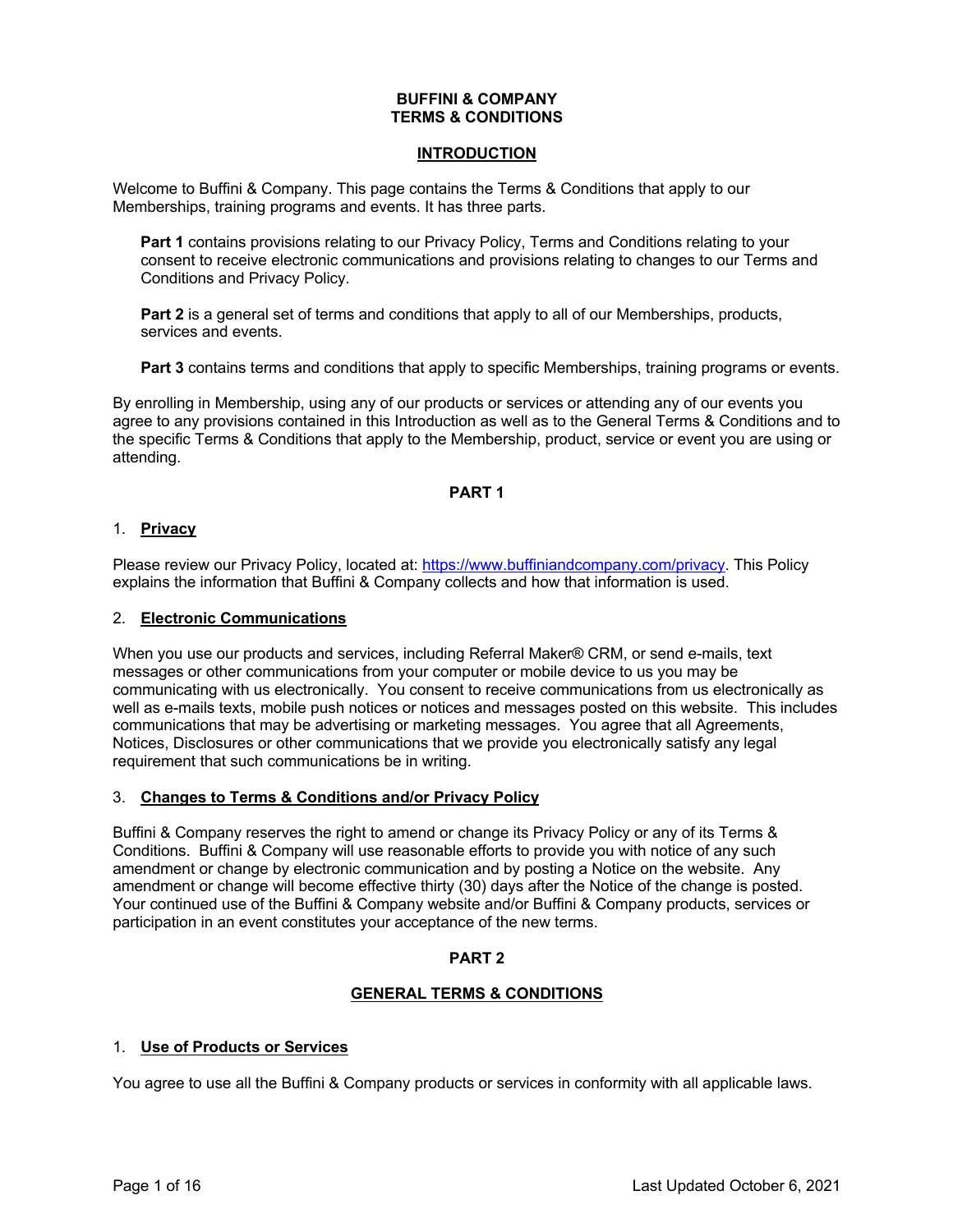# BUFFINI & COMPANY
# TERMS & CONDITIONS

## INTRODUCTION

Welcome to Buffini & Company. This page contains the Terms & Conditions that apply to our Memberships, training programs and events. It has three parts.

> **Part 1** contains provisions relating to our Privacy Policy, Terms and Conditions relating to your consent to receive electronic communications and provisions relating to changes to our Terms and Conditions and Privacy Policy.
>
> **Part 2** is a general set of terms and conditions that apply to all of our Memberships, products, services and events.
>
> **Part 3** contains terms and conditions that apply to specific Memberships, training programs or events.

By enrolling in Membership, using any of our products or services or attending any of our events you agree to any provisions contained in this Introduction as well as to the General Terms & Conditions and to the specific Terms & Conditions that apply to the Membership, product, service or event you are using or attending.

## PART 1

### 1. Privacy

Please review our Privacy Policy, located at: [https://www.buffiniandcompany.com/privacy](https://www.buffiniandcompany.com/privacy). This Policy explains the information that Buffini & Company collects and how that information is used.

### 2. Electronic Communications

When you use our products and services, including Referral Maker® CRM, or send e-mails, text messages or other communications from your computer or mobile device to us you may be communicating with us electronically. You consent to receive communications from us electronically as well as e-mails texts, mobile push notices or notices and messages posted on this website. This includes communications that may be advertising or marketing messages. You agree that all Agreements, Notices, Disclosures or other communications that we provide you electronically satisfy any legal requirement that such communications be in writing.

### 3. Changes to Terms & Conditions and/or Privacy Policy

Buffini & Company reserves the right to amend or change its Privacy Policy or any of its Terms & Conditions. Buffini & Company will use reasonable efforts to provide you with notice of any such amendment or change by electronic communication and by posting a Notice on the website. Any amendment or change will become effective thirty (30) days after the Notice of the change is posted. Your continued use of the Buffini & Company website and/or Buffini & Company products, services or participation in an event constitutes your acceptance of the new terms.

## PART 2

## GENERAL TERMS & CONDITIONS

### 1. Use of Products or Services

You agree to use all the Buffini & Company products or services in conformity with all applicable laws.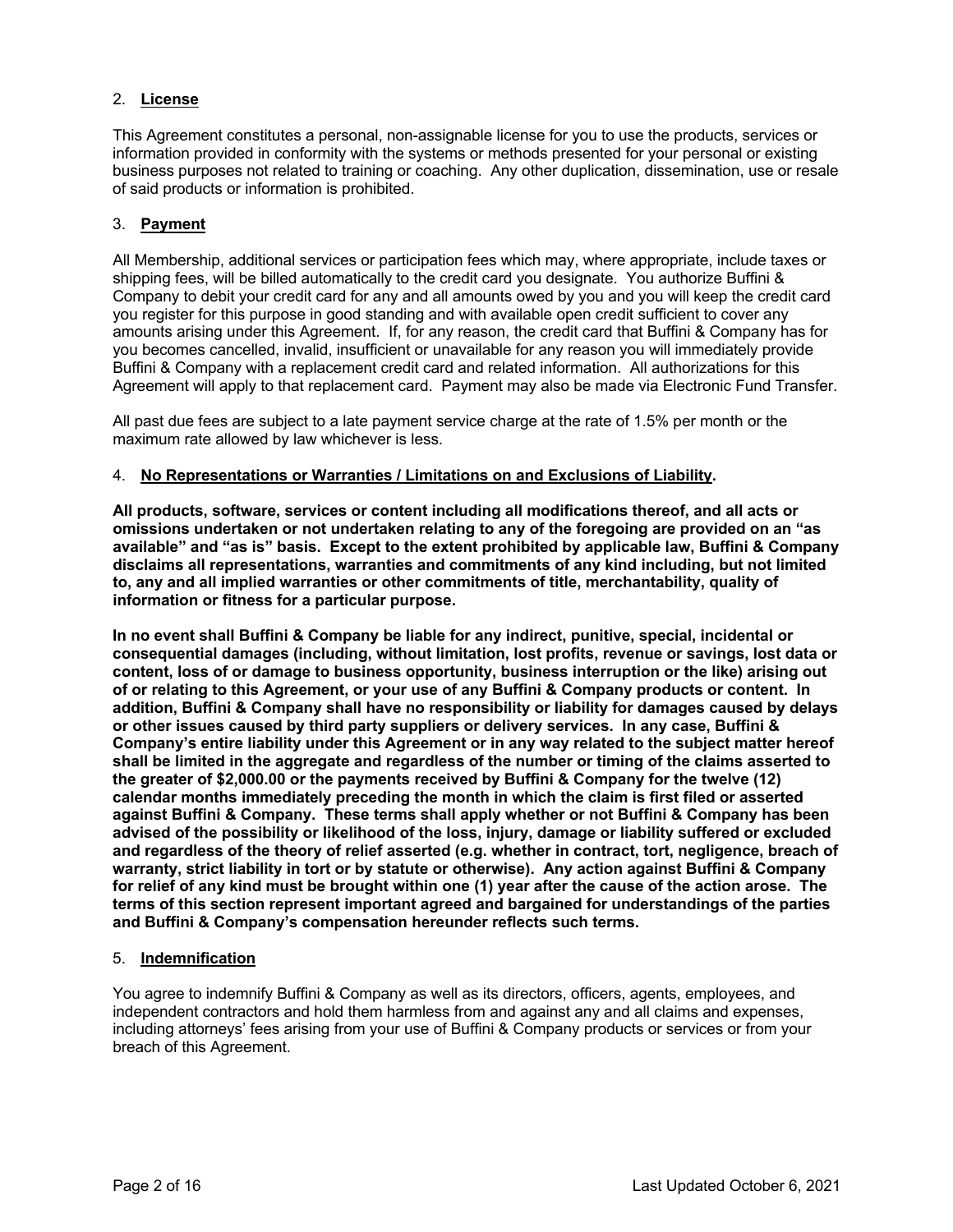2. **License**

This Agreement constitutes a personal, non-assignable license for you to use the products, services or information provided in conformity with the systems or methods presented for your personal or existing business purposes not related to training or coaching. Any other duplication, dissemination, use or resale of said products or information is prohibited.

3. **Payment**

All Membership, additional services or participation fees which may, where appropriate, include taxes or shipping fees, will be billed automatically to the credit card you designate. You authorize Buffini & Company to debit your credit card for any and all amounts owed by you and you will keep the credit card you register for this purpose in good standing and with available open credit sufficient to cover any amounts arising under this Agreement. If, for any reason, the credit card that Buffini & Company has for you becomes cancelled, invalid, insufficient or unavailable for any reason you will immediately provide Buffini & Company with a replacement credit card and related information. All authorizations for this Agreement will apply to that replacement card. Payment may also be made via Electronic Fund Transfer.

All past due fees are subject to a late payment service charge at the rate of 1.5% per month or the maximum rate allowed by law whichever is less.

4. **No Representations or Warranties / Limitations on and Exclusions of Liability.**

**All products, software, services or content including all modifications thereof, and all acts or omissions undertaken or not undertaken relating to any of the foregoing are provided on an "as available" and "as is" basis. Except to the extent prohibited by applicable law, Buffini & Company disclaims all representations, warranties and commitments of any kind including, but not limited to, any and all implied warranties or other commitments of title, merchantability, quality of information or fitness for a particular purpose.**

**In no event shall Buffini & Company be liable for any indirect, punitive, special, incidental or consequential damages (including, without limitation, lost profits, revenue or savings, lost data or content, loss of or damage to business opportunity, business interruption or the like) arising out of or relating to this Agreement, or your use of any Buffini & Company products or content. In addition, Buffini & Company shall have no responsibility or liability for damages caused by delays or other issues caused by third party suppliers or delivery services. In any case, Buffini & Company's entire liability under this Agreement or in any way related to the subject matter hereof shall be limited in the aggregate and regardless of the number or timing of the claims asserted to the greater of $2,000.00 or the payments received by Buffini & Company for the twelve (12) calendar months immediately preceding the month in which the claim is first filed or asserted against Buffini & Company. These terms shall apply whether or not Buffini & Company has been advised of the possibility or likelihood of the loss, injury, damage or liability suffered or excluded and regardless of the theory of relief asserted (e.g. whether in contract, tort, negligence, breach of warranty, strict liability in tort or by statute or otherwise). Any action against Buffini & Company for relief of any kind must be brought within one (1) year after the cause of the action arose. The terms of this section represent important agreed and bargained for understandings of the parties and Buffini & Company's compensation hereunder reflects such terms.**

5. **Indemnification**

You agree to indemnify Buffini & Company as well as its directors, officers, agents, employees, and independent contractors and hold them harmless from and against any and all claims and expenses, including attorneys' fees arising from your use of Buffini & Company products or services or from your breach of this Agreement.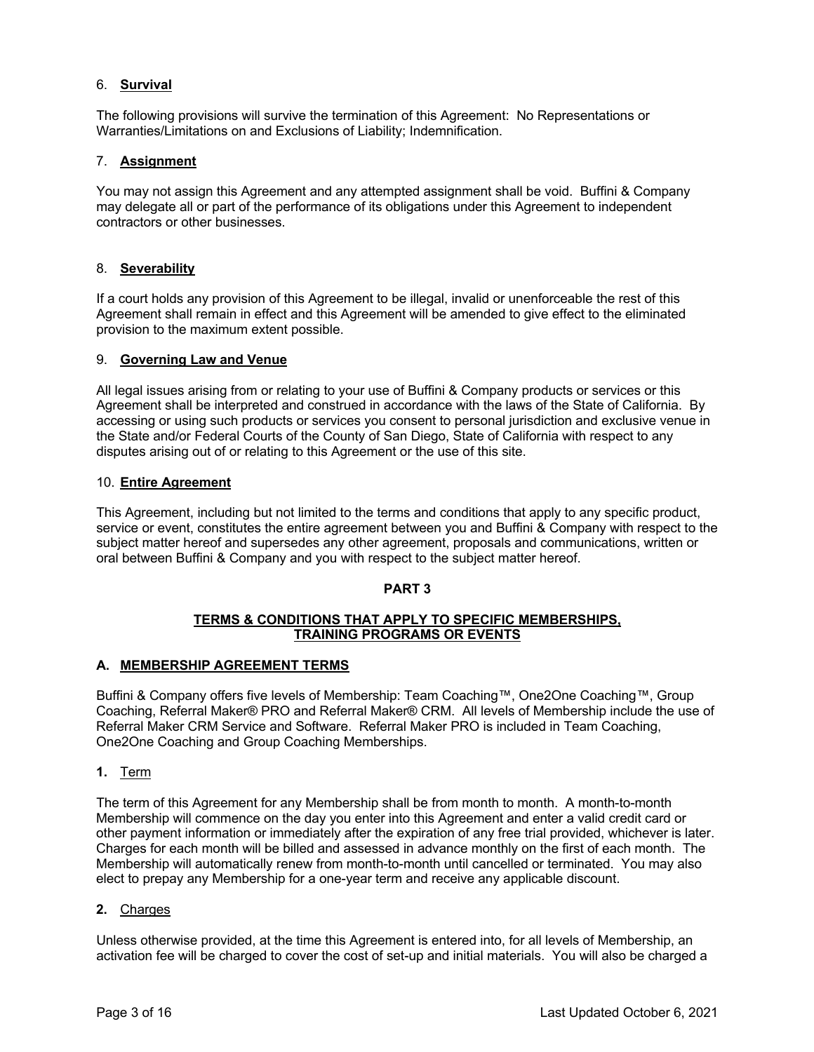6. **Survival**

The following provisions will survive the termination of this Agreement: No Representations or Warranties/Limitations on and Exclusions of Liability; Indemnification.

7. **Assignment**

You may not assign this Agreement and any attempted assignment shall be void. Buffini & Company may delegate all or part of the performance of its obligations under this Agreement to independent contractors or other businesses.

8. **Severability**

If a court holds any provision of this Agreement to be illegal, invalid or unenforceable the rest of this Agreement shall remain in effect and this Agreement will be amended to give effect to the eliminated provision to the maximum extent possible.

9. **Governing Law and Venue**

All legal issues arising from or relating to your use of Buffini & Company products or services or this Agreement shall be interpreted and construed in accordance with the laws of the State of California. By accessing or using such products or services you consent to personal jurisdiction and exclusive venue in the State and/or Federal Courts of the County of San Diego, State of California with respect to any disputes arising out of or relating to this Agreement or the use of this site.

10. **Entire Agreement**

This Agreement, including but not limited to the terms and conditions that apply to any specific product, service or event, constitutes the entire agreement between you and Buffini & Company with respect to the subject matter hereof and supersedes any other agreement, proposals and communications, written or oral between Buffini & Company and you with respect to the subject matter hereof.

## PART 3

## TERMS & CONDITIONS THAT APPLY TO SPECIFIC MEMBERSHIPS, TRAINING PROGRAMS OR EVENTS

### A. MEMBERSHIP AGREEMENT TERMS

Buffini & Company offers five levels of Membership: Team Coaching™, One2One Coaching™, Group Coaching, Referral Maker® PRO and Referral Maker® CRM. All levels of Membership include the use of Referral Maker CRM Service and Software. Referral Maker PRO is included in Team Coaching, One2One Coaching and Group Coaching Memberships.

**1.** Term

The term of this Agreement for any Membership shall be from month to month. A month-to-month Membership will commence on the day you enter into this Agreement and enter a valid credit card or other payment information or immediately after the expiration of any free trial provided, whichever is later. Charges for each month will be billed and assessed in advance monthly on the first of each month. The Membership will automatically renew from month-to-month until cancelled or terminated. You may also elect to prepay any Membership for a one-year term and receive any applicable discount.

**2.** Charges

Unless otherwise provided, at the time this Agreement is entered into, for all levels of Membership, an activation fee will be charged to cover the cost of set-up and initial materials. You will also be charged a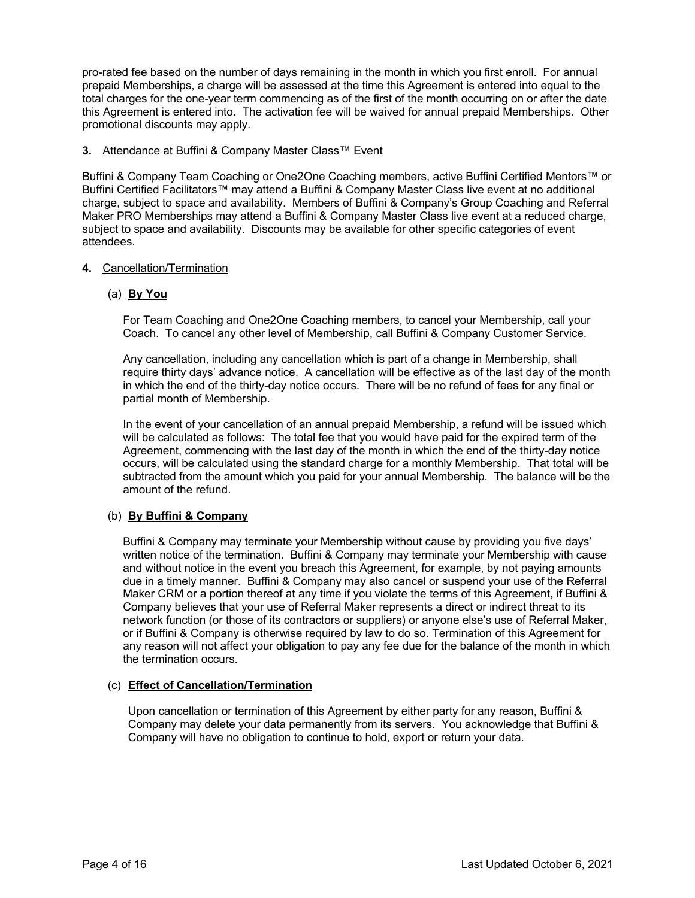pro-rated fee based on the number of days remaining in the month in which you first enroll. For annual prepaid Memberships, a charge will be assessed at the time this Agreement is entered into equal to the total charges for the one-year term commencing as of the first of the month occurring on or after the date this Agreement is entered into. The activation fee will be waived for annual prepaid Memberships. Other promotional discounts may apply.

**3.** Attendance at Buffini & Company Master Class™ Event

Buffini & Company Team Coaching or One2One Coaching members, active Buffini Certified Mentors™ or Buffini Certified Facilitators™ may attend a Buffini & Company Master Class live event at no additional charge, subject to space and availability. Members of Buffini & Company's Group Coaching and Referral Maker PRO Memberships may attend a Buffini & Company Master Class live event at a reduced charge, subject to space and availability. Discounts may be available for other specific categories of event attendees.

**4.** Cancellation/Termination

(a) **By You**

For Team Coaching and One2One Coaching members, to cancel your Membership, call your Coach. To cancel any other level of Membership, call Buffini & Company Customer Service.

Any cancellation, including any cancellation which is part of a change in Membership, shall require thirty days' advance notice. A cancellation will be effective as of the last day of the month in which the end of the thirty-day notice occurs. There will be no refund of fees for any final or partial month of Membership.

In the event of your cancellation of an annual prepaid Membership, a refund will be issued which will be calculated as follows: The total fee that you would have paid for the expired term of the Agreement, commencing with the last day of the month in which the end of the thirty-day notice occurs, will be calculated using the standard charge for a monthly Membership. That total will be subtracted from the amount which you paid for your annual Membership. The balance will be the amount of the refund.

(b) **By Buffini & Company**

Buffini & Company may terminate your Membership without cause by providing you five days' written notice of the termination. Buffini & Company may terminate your Membership with cause and without notice in the event you breach this Agreement, for example, by not paying amounts due in a timely manner. Buffini & Company may also cancel or suspend your use of the Referral Maker CRM or a portion thereof at any time if you violate the terms of this Agreement, if Buffini & Company believes that your use of Referral Maker represents a direct or indirect threat to its network function (or those of its contractors or suppliers) or anyone else's use of Referral Maker, or if Buffini & Company is otherwise required by law to do so. Termination of this Agreement for any reason will not affect your obligation to pay any fee due for the balance of the month in which the termination occurs.

(c) **Effect of Cancellation/Termination**

Upon cancellation or termination of this Agreement by either party for any reason, Buffini & Company may delete your data permanently from its servers. You acknowledge that Buffini & Company will have no obligation to continue to hold, export or return your data.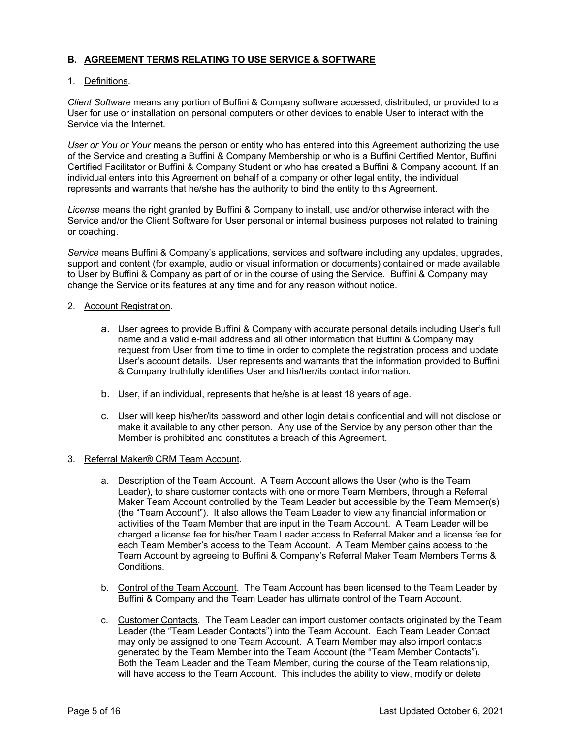## B. AGREEMENT TERMS RELATING TO USE SERVICE & SOFTWARE

1. Definitions.

*Client Software* means any portion of Buffini & Company software accessed, distributed, or provided to a User for use or installation on personal computers or other devices to enable User to interact with the Service via the Internet.

*User or You or Your* means the person or entity who has entered into this Agreement authorizing the use of the Service and creating a Buffini & Company Membership or who is a Buffini Certified Mentor, Buffini Certified Facilitator or Buffini & Company Student or who has created a Buffini & Company account. If an individual enters into this Agreement on behalf of a company or other legal entity, the individual represents and warrants that he/she has the authority to bind the entity to this Agreement.

*License* means the right granted by Buffini & Company to install, use and/or otherwise interact with the Service and/or the Client Software for User personal or internal business purposes not related to training or coaching.

*Service* means Buffini & Company's applications, services and software including any updates, upgrades, support and content (for example, audio or visual information or documents) contained or made available to User by Buffini & Company as part of or in the course of using the Service. Buffini & Company may change the Service or its features at any time and for any reason without notice.

2. Account Registration.

   a. User agrees to provide Buffini & Company with accurate personal details including User's full name and a valid e-mail address and all other information that Buffini & Company may request from User from time to time in order to complete the registration process and update User's account details. User represents and warrants that the information provided to Buffini & Company truthfully identifies User and his/her/its contact information.

   b. User, if an individual, represents that he/she is at least 18 years of age.

   c. User will keep his/her/its password and other login details confidential and will not disclose or make it available to any other person. Any use of the Service by any person other than the Member is prohibited and constitutes a breach of this Agreement.

3. Referral Maker® CRM Team Account.

   a. Description of the Team Account. A Team Account allows the User (who is the Team Leader), to share customer contacts with one or more Team Members, through a Referral Maker Team Account controlled by the Team Leader but accessible by the Team Member(s) (the "Team Account"). It also allows the Team Leader to view any financial information or activities of the Team Member that are input in the Team Account. A Team Leader will be charged a license fee for his/her Team Leader access to Referral Maker and a license fee for each Team Member's access to the Team Account. A Team Member gains access to the Team Account by agreeing to Buffini & Company's Referral Maker Team Members Terms & Conditions.

   b. Control of the Team Account. The Team Account has been licensed to the Team Leader by Buffini & Company and the Team Leader has ultimate control of the Team Account.

   c. Customer Contacts. The Team Leader can import customer contacts originated by the Team Leader (the "Team Leader Contacts") into the Team Account. Each Team Leader Contact may only be assigned to one Team Account. A Team Member may also import contacts generated by the Team Member into the Team Account (the "Team Member Contacts"). Both the Team Leader and the Team Member, during the course of the Team relationship, will have access to the Team Account. This includes the ability to view, modify or delete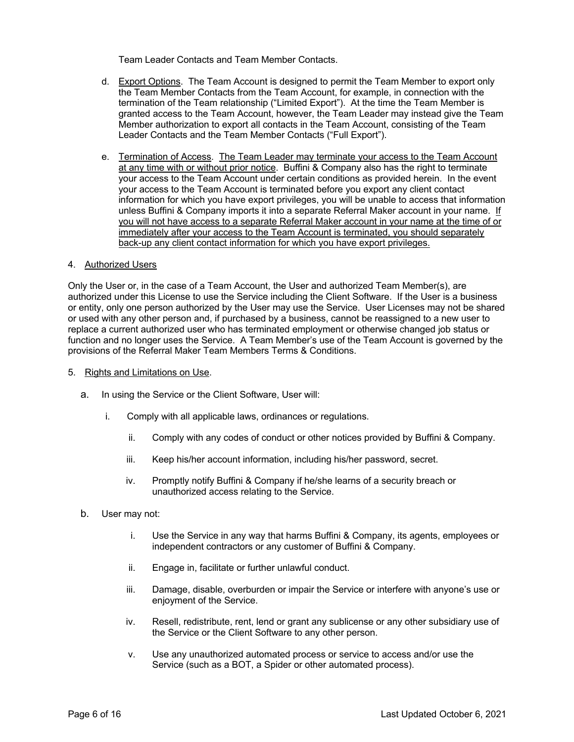Team Leader Contacts and Team Member Contacts.

d. Export Options. The Team Account is designed to permit the Team Member to export only the Team Member Contacts from the Team Account, for example, in connection with the termination of the Team relationship ("Limited Export"). At the time the Team Member is granted access to the Team Account, however, the Team Leader may instead give the Team Member authorization to export all contacts in the Team Account, consisting of the Team Leader Contacts and the Team Member Contacts ("Full Export").

e. Termination of Access. The Team Leader may terminate your access to the Team Account at any time with or without prior notice. Buffini & Company also has the right to terminate your access to the Team Account under certain conditions as provided herein. In the event your access to the Team Account is terminated before you export any client contact information for which you have export privileges, you will be unable to access that information unless Buffini & Company imports it into a separate Referral Maker account in your name. If you will not have access to a separate Referral Maker account in your name at the time of or immediately after your access to the Team Account is terminated, you should separately back-up any client contact information for which you have export privileges.

4. Authorized Users

Only the User or, in the case of a Team Account, the User and authorized Team Member(s), are authorized under this License to use the Service including the Client Software. If the User is a business or entity, only one person authorized by the User may use the Service. User Licenses may not be shared or used with any other person and, if purchased by a business, cannot be reassigned to a new user to replace a current authorized user who has terminated employment or otherwise changed job status or function and no longer uses the Service. A Team Member's use of the Team Account is governed by the provisions of the Referral Maker Team Members Terms & Conditions.

5. Rights and Limitations on Use.

a. In using the Service or the Client Software, User will:

   i. Comply with all applicable laws, ordinances or regulations.

   ii. Comply with any codes of conduct or other notices provided by Buffini & Company.

   iii. Keep his/her account information, including his/her password, secret.

   iv. Promptly notify Buffini & Company if he/she learns of a security breach or unauthorized access relating to the Service.

b. User may not:

   i. Use the Service in any way that harms Buffini & Company, its agents, employees or independent contractors or any customer of Buffini & Company.

   ii. Engage in, facilitate or further unlawful conduct.

   iii. Damage, disable, overburden or impair the Service or interfere with anyone's use or enjoyment of the Service.

   iv. Resell, redistribute, rent, lend or grant any sublicense or any other subsidiary use of the Service or the Client Software to any other person.

   v. Use any unauthorized automated process or service to access and/or use the Service (such as a BOT, a Spider or other automated process).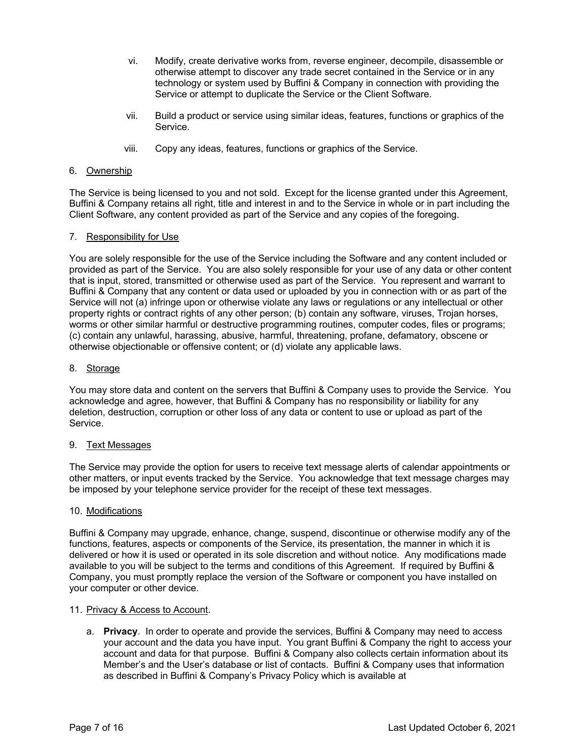vi. Modify, create derivative works from, reverse engineer, decompile, disassemble or otherwise attempt to discover any trade secret contained in the Service or in any technology or system used by Buffini & Company in connection with providing the Service or attempt to duplicate the Service or the Client Software.

vii. Build a product or service using similar ideas, features, functions or graphics of the Service.

viii. Copy any ideas, features, functions or graphics of the Service.

6. Ownership

The Service is being licensed to you and not sold. Except for the license granted under this Agreement, Buffini & Company retains all right, title and interest in and to the Service in whole or in part including the Client Software, any content provided as part of the Service and any copies of the foregoing.

7. Responsibility for Use

You are solely responsible for the use of the Service including the Software and any content included or provided as part of the Service. You are also solely responsible for your use of any data or other content that is input, stored, transmitted or otherwise used as part of the Service. You represent and warrant to Buffini & Company that any content or data used or uploaded by you in connection with or as part of the Service will not (a) infringe upon or otherwise violate any laws or regulations or any intellectual or other property rights or contract rights of any other person; (b) contain any software, viruses, Trojan horses, worms or other similar harmful or destructive programming routines, computer codes, files or programs; (c) contain any unlawful, harassing, abusive, harmful, threatening, profane, defamatory, obscene or otherwise objectionable or offensive content; or (d) violate any applicable laws.

8. Storage

You may store data and content on the servers that Buffini & Company uses to provide the Service. You acknowledge and agree, however, that Buffini & Company has no responsibility or liability for any deletion, destruction, corruption or other loss of any data or content to use or upload as part of the Service.

9. Text Messages

The Service may provide the option for users to receive text message alerts of calendar appointments or other matters, or input events tracked by the Service. You acknowledge that text message charges may be imposed by your telephone service provider for the receipt of these text messages.

10. Modifications

Buffini & Company may upgrade, enhance, change, suspend, discontinue or otherwise modify any of the functions, features, aspects or components of the Service, its presentation, the manner in which it is delivered or how it is used or operated in its sole discretion and without notice. Any modifications made available to you will be subject to the terms and conditions of this Agreement. If required by Buffini & Company, you must promptly replace the version of the Software or component you have installed on your computer or other device.

11. Privacy & Access to Account.

a. **Privacy**. In order to operate and provide the services, Buffini & Company may need to access your account and the data you have input. You grant Buffini & Company the right to access your account and data for that purpose. Buffini & Company also collects certain information about its Member's and the User's database or list of contacts. Buffini & Company uses that information as described in Buffini & Company's Privacy Policy which is available at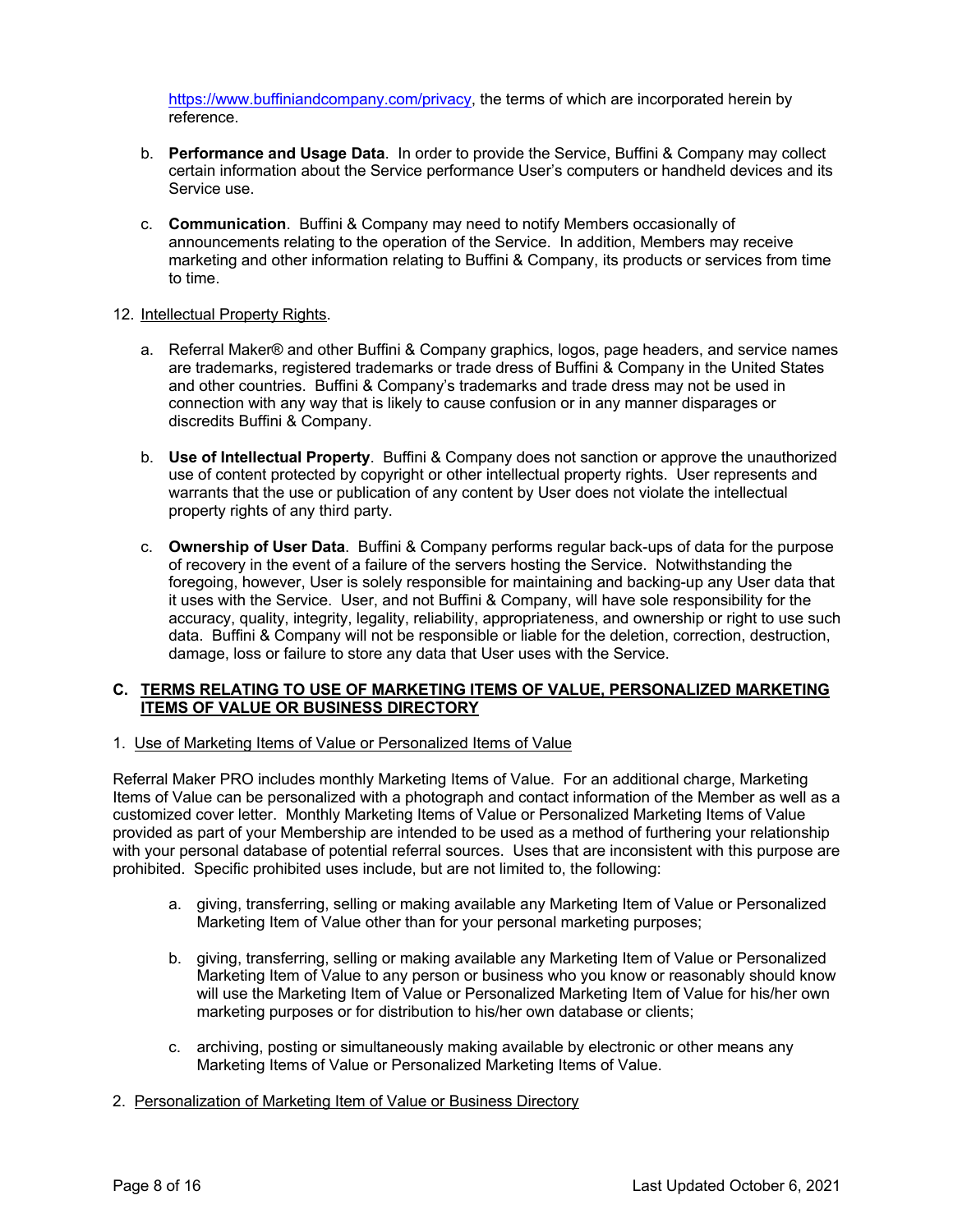https://www.buffiniandcompany.com/privacy, the terms of which are incorporated herein by reference.

b. **Performance and Usage Data**. In order to provide the Service, Buffini & Company may collect certain information about the Service performance User's computers or handheld devices and its Service use.

c. **Communication**. Buffini & Company may need to notify Members occasionally of announcements relating to the operation of the Service. In addition, Members may receive marketing and other information relating to Buffini & Company, its products or services from time to time.

12. Intellectual Property Rights.

a. Referral Maker® and other Buffini & Company graphics, logos, page headers, and service names are trademarks, registered trademarks or trade dress of Buffini & Company in the United States and other countries. Buffini & Company's trademarks and trade dress may not be used in connection with any way that is likely to cause confusion or in any manner disparages or discredits Buffini & Company.

b. **Use of Intellectual Property**. Buffini & Company does not sanction or approve the unauthorized use of content protected by copyright or other intellectual property rights. User represents and warrants that the use or publication of any content by User does not violate the intellectual property rights of any third party.

c. **Ownership of User Data**. Buffini & Company performs regular back-ups of data for the purpose of recovery in the event of a failure of the servers hosting the Service. Notwithstanding the foregoing, however, User is solely responsible for maintaining and backing-up any User data that it uses with the Service. User, and not Buffini & Company, will have sole responsibility for the accuracy, quality, integrity, legality, reliability, appropriateness, and ownership or right to use such data. Buffini & Company will not be responsible or liable for the deletion, correction, destruction, damage, loss or failure to store any data that User uses with the Service.

## C. TERMS RELATING TO USE OF MARKETING ITEMS OF VALUE, PERSONALIZED MARKETING ITEMS OF VALUE OR BUSINESS DIRECTORY

1. Use of Marketing Items of Value or Personalized Items of Value

Referral Maker PRO includes monthly Marketing Items of Value. For an additional charge, Marketing Items of Value can be personalized with a photograph and contact information of the Member as well as a customized cover letter. Monthly Marketing Items of Value or Personalized Marketing Items of Value provided as part of your Membership are intended to be used as a method of furthering your relationship with your personal database of potential referral sources. Uses that are inconsistent with this purpose are prohibited. Specific prohibited uses include, but are not limited to, the following:

a. giving, transferring, selling or making available any Marketing Item of Value or Personalized Marketing Item of Value other than for your personal marketing purposes;

b. giving, transferring, selling or making available any Marketing Item of Value or Personalized Marketing Item of Value to any person or business who you know or reasonably should know will use the Marketing Item of Value or Personalized Marketing Item of Value for his/her own marketing purposes or for distribution to his/her own database or clients;

c. archiving, posting or simultaneously making available by electronic or other means any Marketing Items of Value or Personalized Marketing Items of Value.

2. Personalization of Marketing Item of Value or Business Directory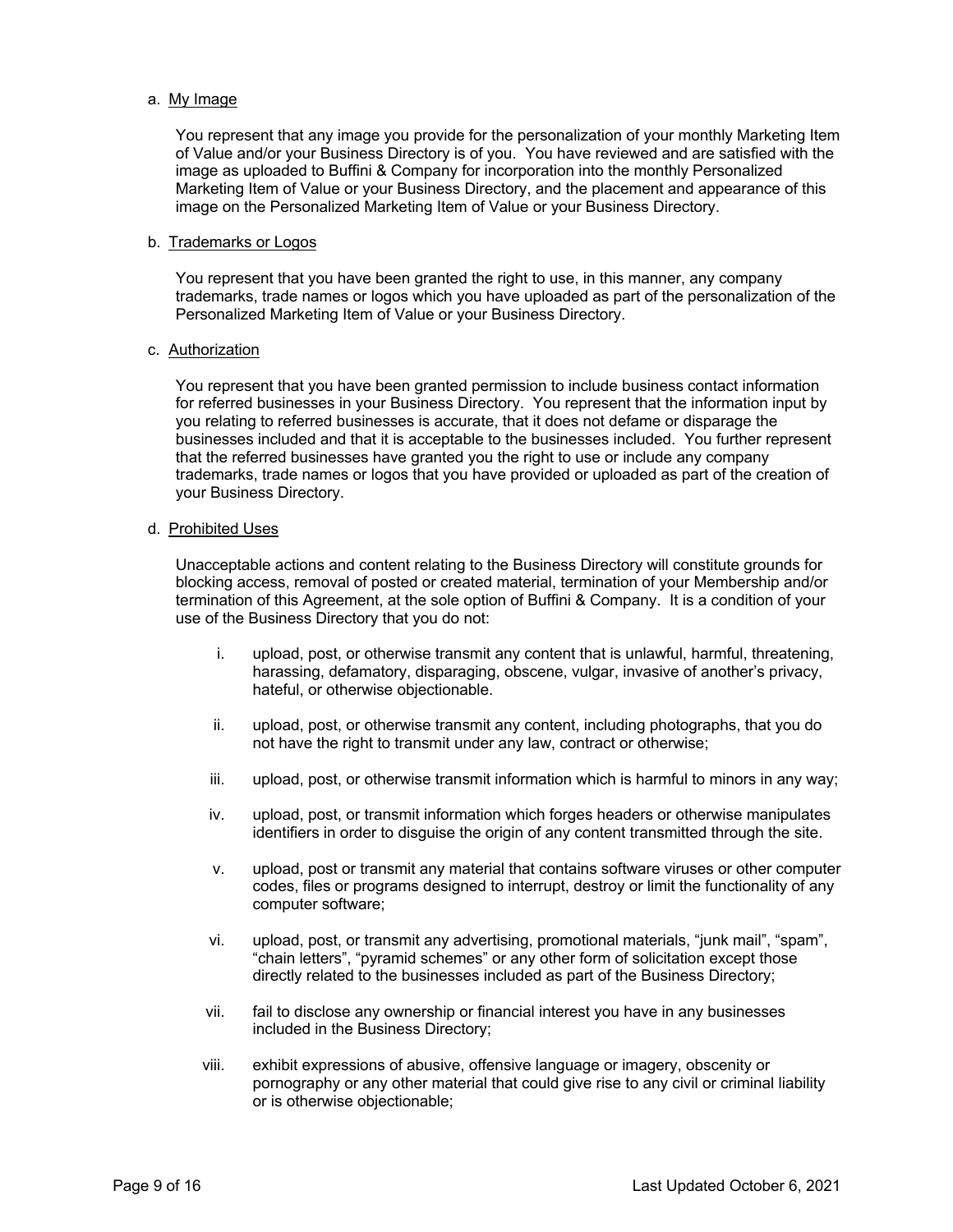a. <u>My Image</u>

You represent that any image you provide for the personalization of your monthly Marketing Item of Value and/or your Business Directory is of you. You have reviewed and are satisfied with the image as uploaded to Buffini & Company for incorporation into the monthly Personalized Marketing Item of Value or your Business Directory, and the placement and appearance of this image on the Personalized Marketing Item of Value or your Business Directory.

b. <u>Trademarks or Logos</u>

You represent that you have been granted the right to use, in this manner, any company trademarks, trade names or logos which you have uploaded as part of the personalization of the Personalized Marketing Item of Value or your Business Directory.

c. <u>Authorization</u>

You represent that you have been granted permission to include business contact information for referred businesses in your Business Directory. You represent that the information input by you relating to referred businesses is accurate, that it does not defame or disparage the businesses included and that it is acceptable to the businesses included. You further represent that the referred businesses have granted you the right to use or include any company trademarks, trade names or logos that you have provided or uploaded as part of the creation of your Business Directory.

d. <u>Prohibited Uses</u>

Unacceptable actions and content relating to the Business Directory will constitute grounds for blocking access, removal of posted or created material, termination of your Membership and/or termination of this Agreement, at the sole option of Buffini & Company. It is a condition of your use of the Business Directory that you do not:

i. upload, post, or otherwise transmit any content that is unlawful, harmful, threatening, harassing, defamatory, disparaging, obscene, vulgar, invasive of another's privacy, hateful, or otherwise objectionable.

ii. upload, post, or otherwise transmit any content, including photographs, that you do not have the right to transmit under any law, contract or otherwise;

iii. upload, post, or otherwise transmit information which is harmful to minors in any way;

iv. upload, post, or transmit information which forges headers or otherwise manipulates identifiers in order to disguise the origin of any content transmitted through the site.

v. upload, post or transmit any material that contains software viruses or other computer codes, files or programs designed to interrupt, destroy or limit the functionality of any computer software;

vi. upload, post, or transmit any advertising, promotional materials, "junk mail", "spam", "chain letters", "pyramid schemes" or any other form of solicitation except those directly related to the businesses included as part of the Business Directory;

vii. fail to disclose any ownership or financial interest you have in any businesses included in the Business Directory;

viii. exhibit expressions of abusive, offensive language or imagery, obscenity or pornography or any other material that could give rise to any civil or criminal liability or is otherwise objectionable;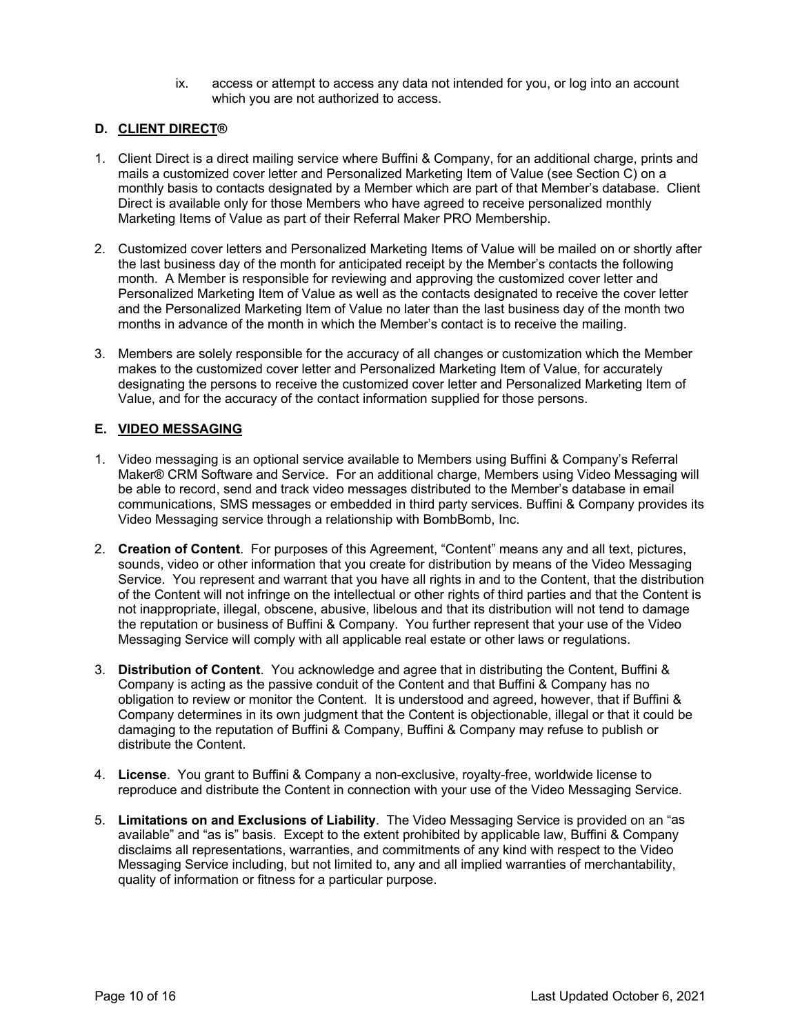ix. access or attempt to access any data not intended for you, or log into an account which you are not authorized to access.

### D. CLIENT DIRECT®

1. Client Direct is a direct mailing service where Buffini & Company, for an additional charge, prints and mails a customized cover letter and Personalized Marketing Item of Value (see Section C) on a monthly basis to contacts designated by a Member which are part of that Member's database. Client Direct is available only for those Members who have agreed to receive personalized monthly Marketing Items of Value as part of their Referral Maker PRO Membership.

2. Customized cover letters and Personalized Marketing Items of Value will be mailed on or shortly after the last business day of the month for anticipated receipt by the Member's contacts the following month. A Member is responsible for reviewing and approving the customized cover letter and Personalized Marketing Item of Value as well as the contacts designated to receive the cover letter and the Personalized Marketing Item of Value no later than the last business day of the month two months in advance of the month in which the Member's contact is to receive the mailing.

3. Members are solely responsible for the accuracy of all changes or customization which the Member makes to the customized cover letter and Personalized Marketing Item of Value, for accurately designating the persons to receive the customized cover letter and Personalized Marketing Item of Value, and for the accuracy of the contact information supplied for those persons.

### E. VIDEO MESSAGING

1. Video messaging is an optional service available to Members using Buffini & Company's Referral Maker® CRM Software and Service. For an additional charge, Members using Video Messaging will be able to record, send and track video messages distributed to the Member's database in email communications, SMS messages or embedded in third party services. Buffini & Company provides its Video Messaging service through a relationship with BombBomb, Inc.

2. **Creation of Content**. For purposes of this Agreement, "Content" means any and all text, pictures, sounds, video or other information that you create for distribution by means of the Video Messaging Service. You represent and warrant that you have all rights in and to the Content, that the distribution of the Content will not infringe on the intellectual or other rights of third parties and that the Content is not inappropriate, illegal, obscene, abusive, libelous and that its distribution will not tend to damage the reputation or business of Buffini & Company. You further represent that your use of the Video Messaging Service will comply with all applicable real estate or other laws or regulations.

3. **Distribution of Content**. You acknowledge and agree that in distributing the Content, Buffini & Company is acting as the passive conduit of the Content and that Buffini & Company has no obligation to review or monitor the Content. It is understood and agreed, however, that if Buffini & Company determines in its own judgment that the Content is objectionable, illegal or that it could be damaging to the reputation of Buffini & Company, Buffini & Company may refuse to publish or distribute the Content.

4. **License**. You grant to Buffini & Company a non-exclusive, royalty-free, worldwide license to reproduce and distribute the Content in connection with your use of the Video Messaging Service.

5. **Limitations on and Exclusions of Liability**. The Video Messaging Service is provided on an "as available" and "as is" basis. Except to the extent prohibited by applicable law, Buffini & Company disclaims all representations, warranties, and commitments of any kind with respect to the Video Messaging Service including, but not limited to, any and all implied warranties of merchantability, quality of information or fitness for a particular purpose.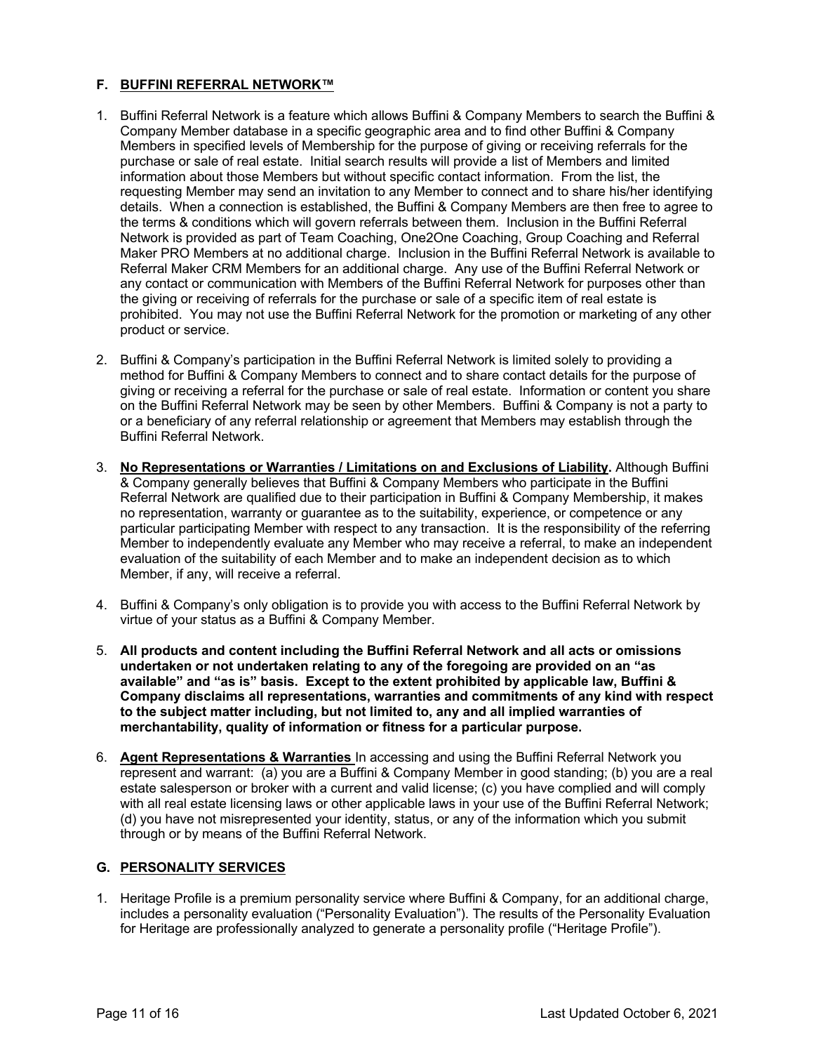## F. BUFFINI REFERRAL NETWORK™

1. Buffini Referral Network is a feature which allows Buffini & Company Members to search the Buffini & Company Member database in a specific geographic area and to find other Buffini & Company Members in specified levels of Membership for the purpose of giving or receiving referrals for the purchase or sale of real estate. Initial search results will provide a list of Members and limited information about those Members but without specific contact information. From the list, the requesting Member may send an invitation to any Member to connect and to share his/her identifying details. When a connection is established, the Buffini & Company Members are then free to agree to the terms & conditions which will govern referrals between them. Inclusion in the Buffini Referral Network is provided as part of Team Coaching, One2One Coaching, Group Coaching and Referral Maker PRO Members at no additional charge. Inclusion in the Buffini Referral Network is available to Referral Maker CRM Members for an additional charge. Any use of the Buffini Referral Network or any contact or communication with Members of the Buffini Referral Network for purposes other than the giving or receiving of referrals for the purchase or sale of a specific item of real estate is prohibited. You may not use the Buffini Referral Network for the promotion or marketing of any other product or service.

2. Buffini & Company's participation in the Buffini Referral Network is limited solely to providing a method for Buffini & Company Members to connect and to share contact details for the purpose of giving or receiving a referral for the purchase or sale of real estate. Information or content you share on the Buffini Referral Network may be seen by other Members. Buffini & Company is not a party to or a beneficiary of any referral relationship or agreement that Members may establish through the Buffini Referral Network.

3. **No Representations or Warranties / Limitations on and Exclusions of Liability.** Although Buffini & Company generally believes that Buffini & Company Members who participate in the Buffini Referral Network are qualified due to their participation in Buffini & Company Membership, it makes no representation, warranty or guarantee as to the suitability, experience, or competence or any particular participating Member with respect to any transaction. It is the responsibility of the referring Member to independently evaluate any Member who may receive a referral, to make an independent evaluation of the suitability of each Member and to make an independent decision as to which Member, if any, will receive a referral.

4. Buffini & Company's only obligation is to provide you with access to the Buffini Referral Network by virtue of your status as a Buffini & Company Member.

5. **All products and content including the Buffini Referral Network and all acts or omissions undertaken or not undertaken relating to any of the foregoing are provided on an "as available" and "as is" basis. Except to the extent prohibited by applicable law, Buffini & Company disclaims all representations, warranties and commitments of any kind with respect to the subject matter including, but not limited to, any and all implied warranties of merchantability, quality of information or fitness for a particular purpose.**

6. **Agent Representations & Warranties** In accessing and using the Buffini Referral Network you represent and warrant: (a) you are a Buffini & Company Member in good standing; (b) you are a real estate salesperson or broker with a current and valid license; (c) you have complied and will comply with all real estate licensing laws or other applicable laws in your use of the Buffini Referral Network; (d) you have not misrepresented your identity, status, or any of the information which you submit through or by means of the Buffini Referral Network.

## G. PERSONALITY SERVICES

1. Heritage Profile is a premium personality service where Buffini & Company, for an additional charge, includes a personality evaluation ("Personality Evaluation"). The results of the Personality Evaluation for Heritage are professionally analyzed to generate a personality profile ("Heritage Profile").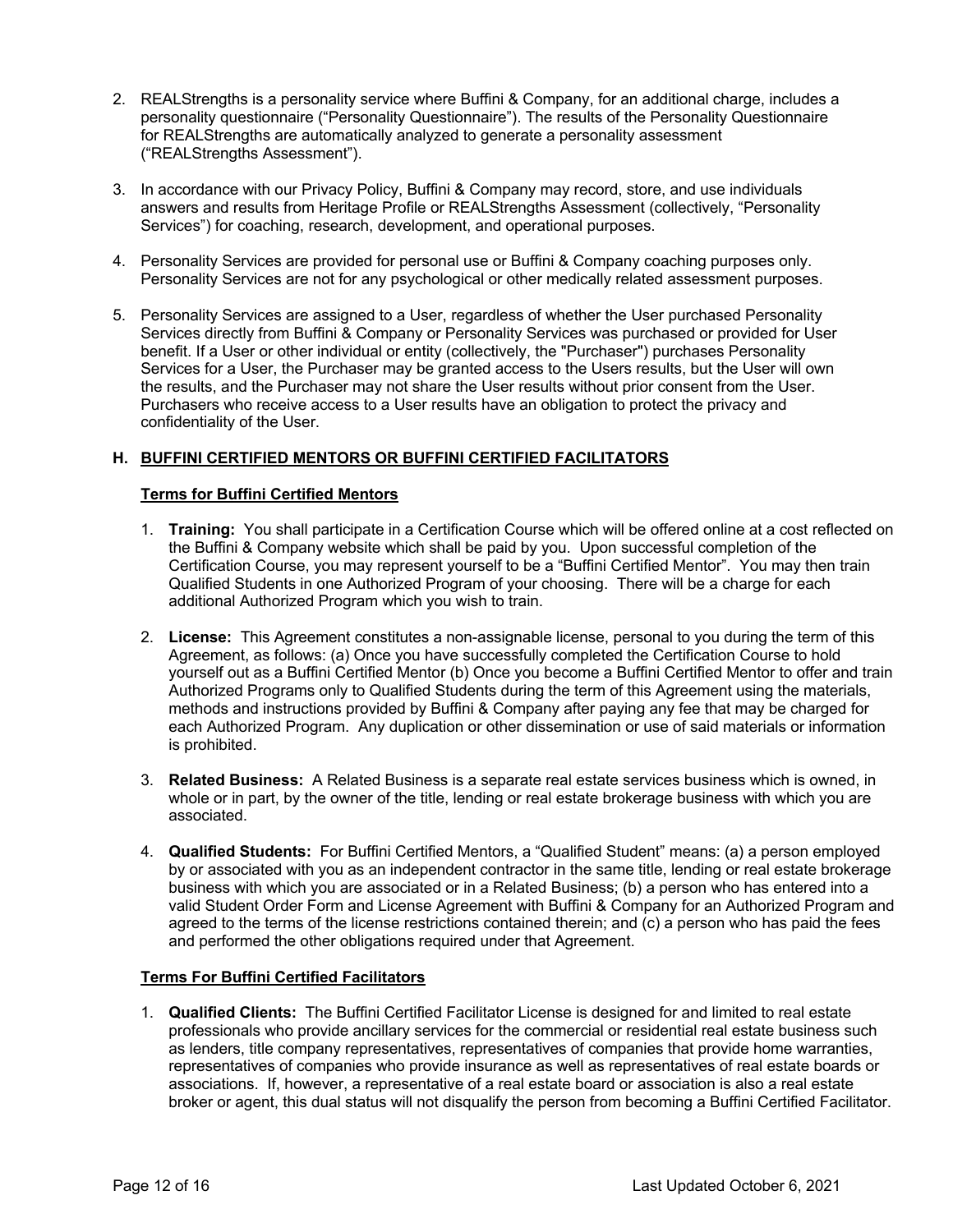2. REALStrengths is a personality service where Buffini & Company, for an additional charge, includes a personality questionnaire ("Personality Questionnaire"). The results of the Personality Questionnaire for REALStrengths are automatically analyzed to generate a personality assessment ("REALStrengths Assessment").

3. In accordance with our Privacy Policy, Buffini & Company may record, store, and use individuals answers and results from Heritage Profile or REALStrengths Assessment (collectively, "Personality Services") for coaching, research, development, and operational purposes.

4. Personality Services are provided for personal use or Buffini & Company coaching purposes only. Personality Services are not for any psychological or other medically related assessment purposes.

5. Personality Services are assigned to a User, regardless of whether the User purchased Personality Services directly from Buffini & Company or Personality Services was purchased or provided for User benefit. If a User or other individual or entity (collectively, the "Purchaser") purchases Personality Services for a User, the Purchaser may be granted access to the Users results, but the User will own the results, and the Purchaser may not share the User results without prior consent from the User. Purchasers who receive access to a User results have an obligation to protect the privacy and confidentiality of the User.

## H. BUFFINI CERTIFIED MENTORS OR BUFFINI CERTIFIED FACILITATORS

### Terms for Buffini Certified Mentors

1. **Training:** You shall participate in a Certification Course which will be offered online at a cost reflected on the Buffini & Company website which shall be paid by you. Upon successful completion of the Certification Course, you may represent yourself to be a "Buffini Certified Mentor". You may then train Qualified Students in one Authorized Program of your choosing. There will be a charge for each additional Authorized Program which you wish to train.

2. **License:** This Agreement constitutes a non-assignable license, personal to you during the term of this Agreement, as follows: (a) Once you have successfully completed the Certification Course to hold yourself out as a Buffini Certified Mentor (b) Once you become a Buffini Certified Mentor to offer and train Authorized Programs only to Qualified Students during the term of this Agreement using the materials, methods and instructions provided by Buffini & Company after paying any fee that may be charged for each Authorized Program. Any duplication or other dissemination or use of said materials or information is prohibited.

3. **Related Business:** A Related Business is a separate real estate services business which is owned, in whole or in part, by the owner of the title, lending or real estate brokerage business with which you are associated.

4. **Qualified Students:** For Buffini Certified Mentors, a "Qualified Student" means: (a) a person employed by or associated with you as an independent contractor in the same title, lending or real estate brokerage business with which you are associated or in a Related Business; (b) a person who has entered into a valid Student Order Form and License Agreement with Buffini & Company for an Authorized Program and agreed to the terms of the license restrictions contained therein; and (c) a person who has paid the fees and performed the other obligations required under that Agreement.

### Terms For Buffini Certified Facilitators

1. **Qualified Clients:** The Buffini Certified Facilitator License is designed for and limited to real estate professionals who provide ancillary services for the commercial or residential real estate business such as lenders, title company representatives, representatives of companies that provide home warranties, representatives of companies who provide insurance as well as representatives of real estate boards or associations. If, however, a representative of a real estate board or association is also a real estate broker or agent, this dual status will not disqualify the person from becoming a Buffini Certified Facilitator.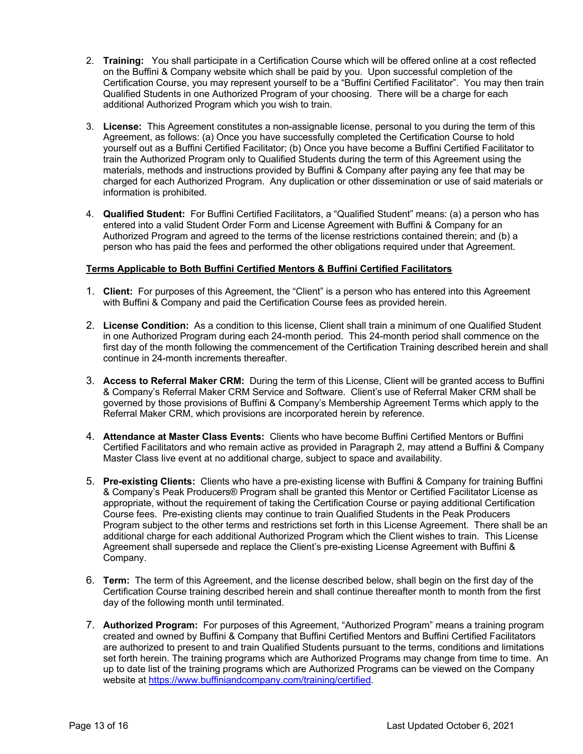2. **Training:** You shall participate in a Certification Course which will be offered online at a cost reflected on the Buffini & Company website which shall be paid by you. Upon successful completion of the Certification Course, you may represent yourself to be a "Buffini Certified Facilitator". You may then train Qualified Students in one Authorized Program of your choosing. There will be a charge for each additional Authorized Program which you wish to train.

3. **License:** This Agreement constitutes a non-assignable license, personal to you during the term of this Agreement, as follows: (a) Once you have successfully completed the Certification Course to hold yourself out as a Buffini Certified Facilitator; (b) Once you have become a Buffini Certified Facilitator to train the Authorized Program only to Qualified Students during the term of this Agreement using the materials, methods and instructions provided by Buffini & Company after paying any fee that may be charged for each Authorized Program. Any duplication or other dissemination or use of said materials or information is prohibited.

4. **Qualified Student:** For Buffini Certified Facilitators, a "Qualified Student" means: (a) a person who has entered into a valid Student Order Form and License Agreement with Buffini & Company for an Authorized Program and agreed to the terms of the license restrictions contained therein; and (b) a person who has paid the fees and performed the other obligations required under that Agreement.

**Terms Applicable to Both Buffini Certified Mentors & Buffini Certified Facilitators**

1. **Client:** For purposes of this Agreement, the "Client" is a person who has entered into this Agreement with Buffini & Company and paid the Certification Course fees as provided herein.

2. **License Condition:** As a condition to this license, Client shall train a minimum of one Qualified Student in one Authorized Program during each 24-month period. This 24-month period shall commence on the first day of the month following the commencement of the Certification Training described herein and shall continue in 24-month increments thereafter.

3. **Access to Referral Maker CRM:** During the term of this License, Client will be granted access to Buffini & Company's Referral Maker CRM Service and Software. Client's use of Referral Maker CRM shall be governed by those provisions of Buffini & Company's Membership Agreement Terms which apply to the Referral Maker CRM, which provisions are incorporated herein by reference.

4. **Attendance at Master Class Events:** Clients who have become Buffini Certified Mentors or Buffini Certified Facilitators and who remain active as provided in Paragraph 2, may attend a Buffini & Company Master Class live event at no additional charge, subject to space and availability.

5. **Pre-existing Clients:** Clients who have a pre-existing license with Buffini & Company for training Buffini & Company's Peak Producers® Program shall be granted this Mentor or Certified Facilitator License as appropriate, without the requirement of taking the Certification Course or paying additional Certification Course fees. Pre-existing clients may continue to train Qualified Students in the Peak Producers Program subject to the other terms and restrictions set forth in this License Agreement. There shall be an additional charge for each additional Authorized Program which the Client wishes to train. This License Agreement shall supersede and replace the Client's pre-existing License Agreement with Buffini & Company.

6. **Term:** The term of this Agreement, and the license described below, shall begin on the first day of the Certification Course training described herein and shall continue thereafter month to month from the first day of the following month until terminated.

7. **Authorized Program:** For purposes of this Agreement, "Authorized Program" means a training program created and owned by Buffini & Company that Buffini Certified Mentors and Buffini Certified Facilitators are authorized to present to and train Qualified Students pursuant to the terms, conditions and limitations set forth herein. The training programs which are Authorized Programs may change from time to time. An up to date list of the training programs which are Authorized Programs can be viewed on the Company website at https://www.buffiniandcompany.com/training/certified.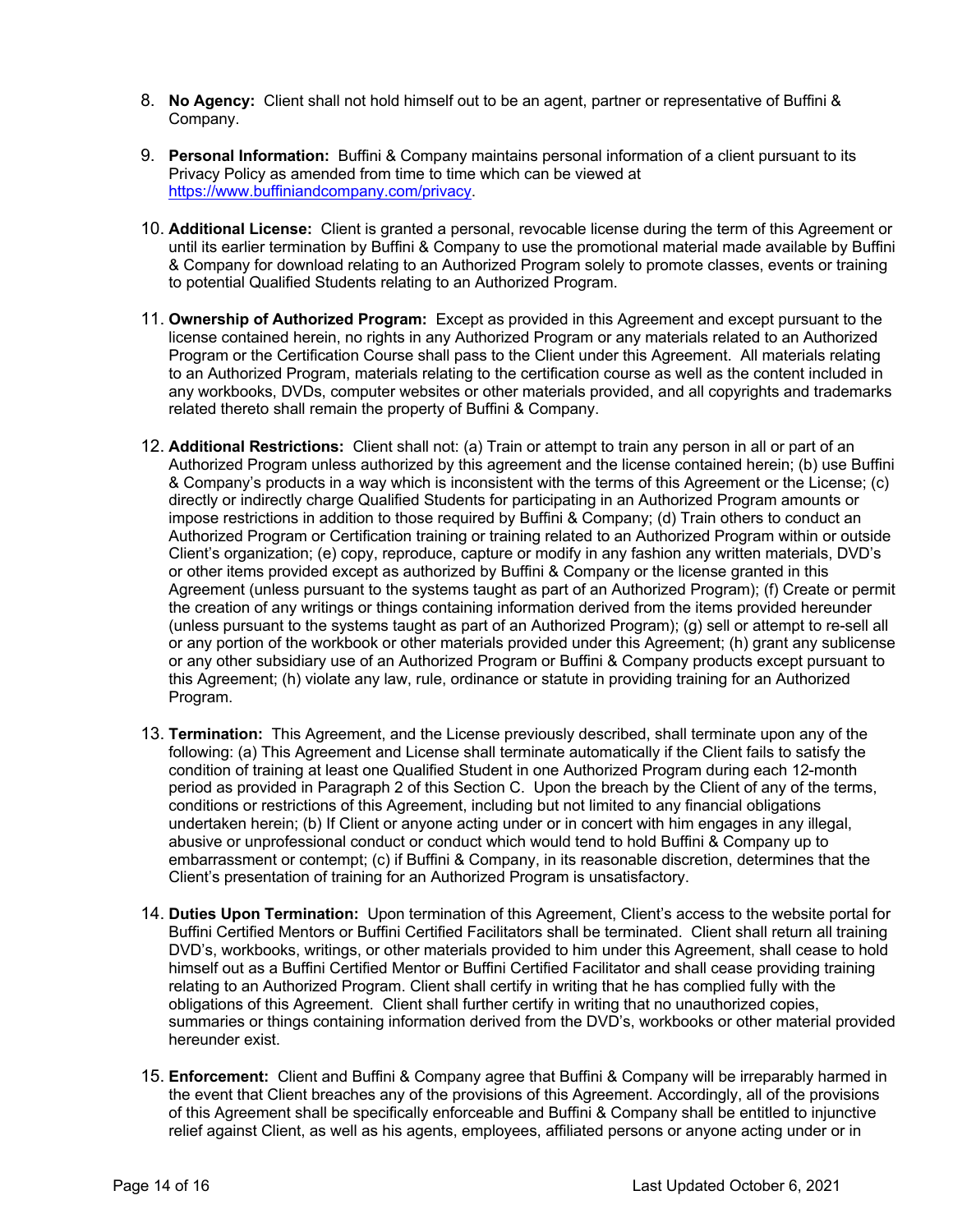8. **No Agency:** Client shall not hold himself out to be an agent, partner or representative of Buffini & Company.

9. **Personal Information:** Buffini & Company maintains personal information of a client pursuant to its Privacy Policy as amended from time to time which can be viewed at https://www.buffiniandcompany.com/privacy.

10. **Additional License:** Client is granted a personal, revocable license during the term of this Agreement or until its earlier termination by Buffini & Company to use the promotional material made available by Buffini & Company for download relating to an Authorized Program solely to promote classes, events or training to potential Qualified Students relating to an Authorized Program.

11. **Ownership of Authorized Program:** Except as provided in this Agreement and except pursuant to the license contained herein, no rights in any Authorized Program or any materials related to an Authorized Program or the Certification Course shall pass to the Client under this Agreement. All materials relating to an Authorized Program, materials relating to the certification course as well as the content included in any workbooks, DVDs, computer websites or other materials provided, and all copyrights and trademarks related thereto shall remain the property of Buffini & Company.

12. **Additional Restrictions:** Client shall not: (a) Train or attempt to train any person in all or part of an Authorized Program unless authorized by this agreement and the license contained herein; (b) use Buffini & Company's products in a way which is inconsistent with the terms of this Agreement or the License; (c) directly or indirectly charge Qualified Students for participating in an Authorized Program amounts or impose restrictions in addition to those required by Buffini & Company; (d) Train others to conduct an Authorized Program or Certification training or training related to an Authorized Program within or outside Client's organization; (e) copy, reproduce, capture or modify in any fashion any written materials, DVD's or other items provided except as authorized by Buffini & Company or the license granted in this Agreement (unless pursuant to the systems taught as part of an Authorized Program); (f) Create or permit the creation of any writings or things containing information derived from the items provided hereunder (unless pursuant to the systems taught as part of an Authorized Program); (g) sell or attempt to re-sell all or any portion of the workbook or other materials provided under this Agreement; (h) grant any sublicense or any other subsidiary use of an Authorized Program or Buffini & Company products except pursuant to this Agreement; (h) violate any law, rule, ordinance or statute in providing training for an Authorized Program.

13. **Termination:** This Agreement, and the License previously described, shall terminate upon any of the following: (a) This Agreement and License shall terminate automatically if the Client fails to satisfy the condition of training at least one Qualified Student in one Authorized Program during each 12-month period as provided in Paragraph 2 of this Section C. Upon the breach by the Client of any of the terms, conditions or restrictions of this Agreement, including but not limited to any financial obligations undertaken herein; (b) If Client or anyone acting under or in concert with him engages in any illegal, abusive or unprofessional conduct or conduct which would tend to hold Buffini & Company up to embarrassment or contempt; (c) if Buffini & Company, in its reasonable discretion, determines that the Client's presentation of training for an Authorized Program is unsatisfactory.

14. **Duties Upon Termination:** Upon termination of this Agreement, Client's access to the website portal for Buffini Certified Mentors or Buffini Certified Facilitators shall be terminated. Client shall return all training DVD's, workbooks, writings, or other materials provided to him under this Agreement, shall cease to hold himself out as a Buffini Certified Mentor or Buffini Certified Facilitator and shall cease providing training relating to an Authorized Program. Client shall certify in writing that he has complied fully with the obligations of this Agreement. Client shall further certify in writing that no unauthorized copies, summaries or things containing information derived from the DVD's, workbooks or other material provided hereunder exist.

15. **Enforcement:** Client and Buffini & Company agree that Buffini & Company will be irreparably harmed in the event that Client breaches any of the provisions of this Agreement. Accordingly, all of the provisions of this Agreement shall be specifically enforceable and Buffini & Company shall be entitled to injunctive relief against Client, as well as his agents, employees, affiliated persons or anyone acting under or in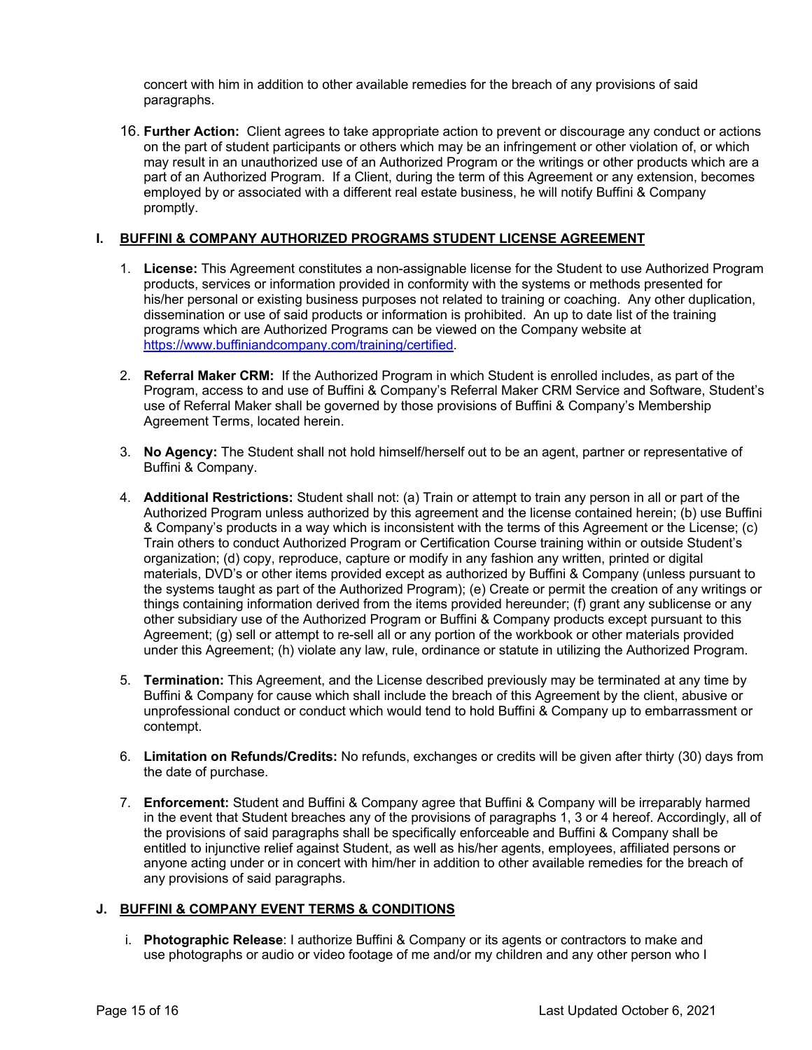concert with him in addition to other available remedies for the breach of any provisions of said paragraphs.

16. **Further Action:** Client agrees to take appropriate action to prevent or discourage any conduct or actions on the part of student participants or others which may be an infringement or other violation of, or which may result in an unauthorized use of an Authorized Program or the writings or other products which are a part of an Authorized Program. If a Client, during the term of this Agreement or any extension, becomes employed by or associated with a different real estate business, he will notify Buffini & Company promptly.

## I. BUFFINI & COMPANY AUTHORIZED PROGRAMS STUDENT LICENSE AGREEMENT

1. **License:** This Agreement constitutes a non-assignable license for the Student to use Authorized Program products, services or information provided in conformity with the systems or methods presented for his/her personal or existing business purposes not related to training or coaching. Any other duplication, dissemination or use of said products or information is prohibited. An up to date list of the training programs which are Authorized Programs can be viewed on the Company website at https://www.buffiniandcompany.com/training/certified.

2. **Referral Maker CRM:** If the Authorized Program in which Student is enrolled includes, as part of the Program, access to and use of Buffini & Company's Referral Maker CRM Service and Software, Student's use of Referral Maker shall be governed by those provisions of Buffini & Company's Membership Agreement Terms, located herein.

3. **No Agency:** The Student shall not hold himself/herself out to be an agent, partner or representative of Buffini & Company.

4. **Additional Restrictions:** Student shall not: (a) Train or attempt to train any person in all or part of the Authorized Program unless authorized by this agreement and the license contained herein; (b) use Buffini & Company's products in a way which is inconsistent with the terms of this Agreement or the License; (c) Train others to conduct Authorized Program or Certification Course training within or outside Student's organization; (d) copy, reproduce, capture or modify in any fashion any written, printed or digital materials, DVD's or other items provided except as authorized by Buffini & Company (unless pursuant to the systems taught as part of the Authorized Program); (e) Create or permit the creation of any writings or things containing information derived from the items provided hereunder; (f) grant any sublicense or any other subsidiary use of the Authorized Program or Buffini & Company products except pursuant to this Agreement; (g) sell or attempt to re-sell all or any portion of the workbook or other materials provided under this Agreement; (h) violate any law, rule, ordinance or statute in utilizing the Authorized Program.

5. **Termination:** This Agreement, and the License described previously may be terminated at any time by Buffini & Company for cause which shall include the breach of this Agreement by the client, abusive or unprofessional conduct or conduct which would tend to hold Buffini & Company up to embarrassment or contempt.

6. **Limitation on Refunds/Credits:** No refunds, exchanges or credits will be given after thirty (30) days from the date of purchase.

7. **Enforcement:** Student and Buffini & Company agree that Buffini & Company will be irreparably harmed in the event that Student breaches any of the provisions of paragraphs 1, 3 or 4 hereof. Accordingly, all of the provisions of said paragraphs shall be specifically enforceable and Buffini & Company shall be entitled to injunctive relief against Student, as well as his/her agents, employees, affiliated persons or anyone acting under or in concert with him/her in addition to other available remedies for the breach of any provisions of said paragraphs.

## J. BUFFINI & COMPANY EVENT TERMS & CONDITIONS

i. **Photographic Release**: I authorize Buffini & Company or its agents or contractors to make and use photographs or audio or video footage of me and/or my children and any other person who I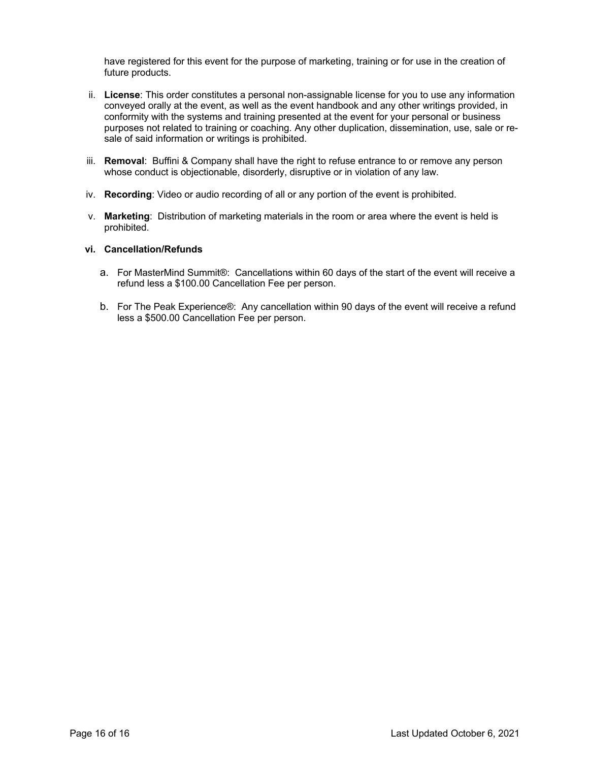have registered for this event for the purpose of marketing, training or for use in the creation of future products.

ii. **License**: This order constitutes a personal non-assignable license for you to use any information conveyed orally at the event, as well as the event handbook and any other writings provided, in conformity with the systems and training presented at the event for your personal or business purposes not related to training or coaching. Any other duplication, dissemination, use, sale or re-sale of said information or writings is prohibited.

iii. **Removal**: Buffini & Company shall have the right to refuse entrance to or remove any person whose conduct is objectionable, disorderly, disruptive or in violation of any law.

iv. **Recording**: Video or audio recording of all or any portion of the event is prohibited.

v. **Marketing**: Distribution of marketing materials in the room or area where the event is held is prohibited.

**vi. Cancellation/Refunds**

a. For MasterMind Summit®: Cancellations within 60 days of the start of the event will receive a refund less a $100.00 Cancellation Fee per person.

b. For The Peak Experience®: Any cancellation within 90 days of the event will receive a refund less a $500.00 Cancellation Fee per person.